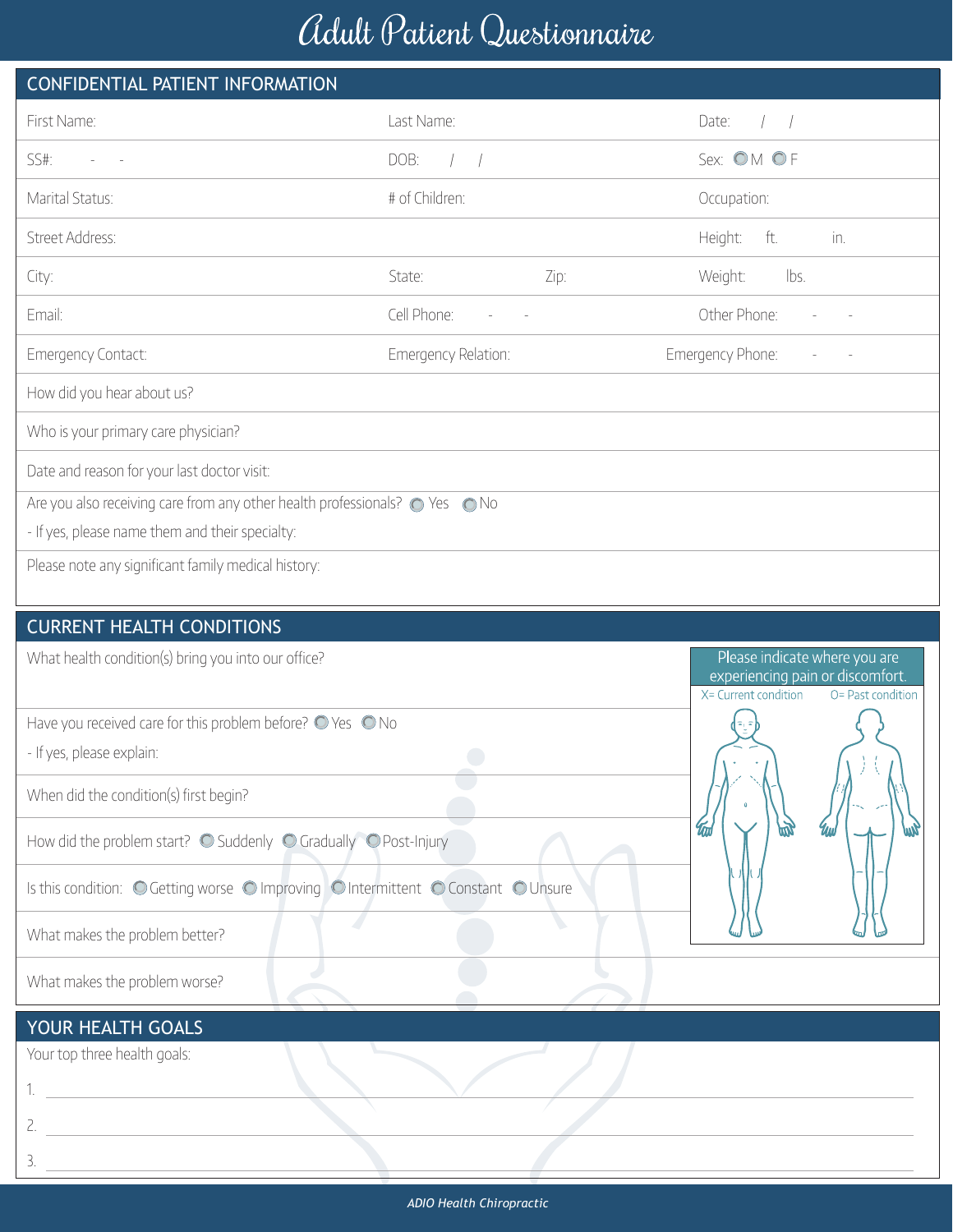# Adult Patient Questionnaire

## CONFIDENTIAL PATIENT INFORMATION

| | | |
|---|---|---|
| First Name: | Last Name: | Date: / / |
| SS#: - - | DOB: / / | Sex: ◯ M ◯ F |
| Marital Status: | # of Children: | Occupation: |
| Street Address: | | Height: ft. in. |
| City: | State: Zip: | Weight: lbs. |
| Email: | Cell Phone: - - | Other Phone: - - |
| Emergency Contact: | Emergency Relation: | Emergency Phone: - - |

How did you hear about us?

Who is your primary care physician?

Date and reason for your last doctor visit:

Are you also receiving care from any other health professionals? ◯ Yes ◯ No

- If yes, please name them and their specialty:

Please note any significant family medical history:

## CURRENT HEALTH CONDITIONS

What health condition(s) bring you into our office?

Have you received care for this problem before? ◯ Yes ◯ No

- If yes, please explain:

When did the condition(s) first begin?

How did the problem start? ◯ Suddenly ◯ Gradually ◯ Post-Injury

Is this condition: ◯ Getting worse ◯ Improving ◯ Intermittent ◯ Constant ◯ Unsure

What makes the problem better?

What makes the problem worse?

Please indicate where you are experiencing pain or discomfort.

X= Current condition O= Past condition

## YOUR HEALTH GOALS

Your top three health goals:

1. ______________________________

2. ______________________________

3. ______________________________

*ADIO Health Chiropractic*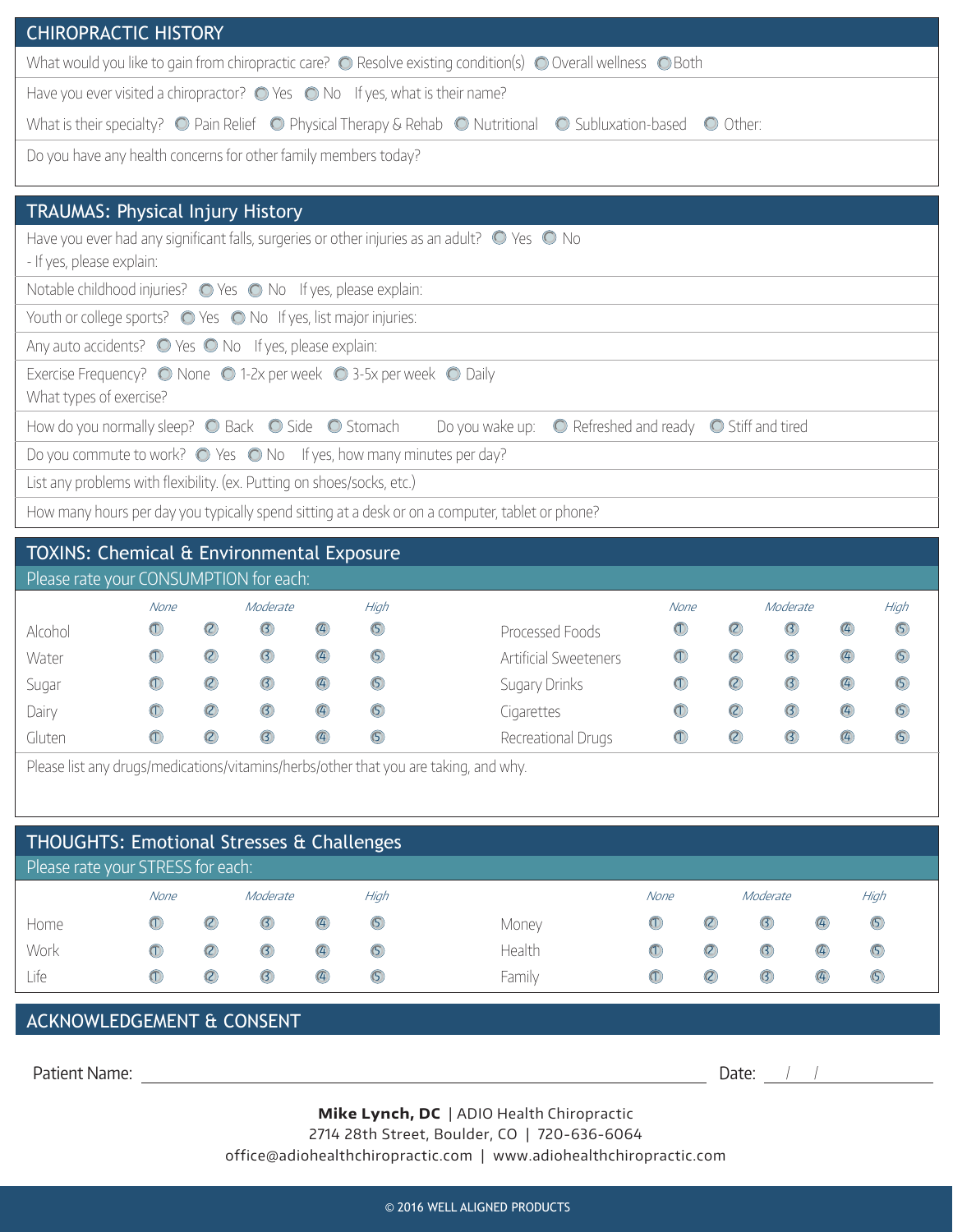## CHIROPRACTIC HISTORY

What would you like to gain from chiropractic care? ◯ Resolve existing condition(s) ◯ Overall wellness ◯ Both

Have you ever visited a chiropractor? ◯ Yes ◯ No If yes, what is their name?

What is their specialty? ◯ Pain Relief ◯ Physical Therapy & Rehab ◯ Nutritional ◯ Subluxation-based ◯ Other:

Do you have any health concerns for other family members today?

## TRAUMAS: Physical Injury History

Have you ever had any significant falls, surgeries or other injuries as an adult? ◯ Yes ◯ No
- If yes, please explain:

Notable childhood injuries? ◯ Yes ◯ No If yes, please explain:

Youth or college sports? ◯ Yes ◯ No If yes, list major injuries:

Any auto accidents? ◯ Yes ◯ No If yes, please explain:

Exercise Frequency? ◯ None ◯ 1-2x per week ◯ 3-5x per week ◯ Daily
What types of exercise?

How do you normally sleep? ◯ Back ◯ Side ◯ Stomach Do you wake up: ◯ Refreshed and ready ◯ Stiff and tired

Do you commute to work? ◯ Yes ◯ No If yes, how many minutes per day?

List any problems with flexibility. (ex. Putting on shoes/socks, etc.)

How many hours per day you typically spend sitting at a desk or on a computer, tablet or phone?

## TOXINS: Chemical & Environmental Exposure

Please rate your CONSUMPTION for each:

| | None | | Moderate | | High | | None | | Moderate | | High |
|---|---|---|---|---|---|---|---|---|---|---|---|
| Alcohol | 1 | 2 | 3 | 4 | 5 | Processed Foods | 1 | 2 | 3 | 4 | 5 |
| Water | 1 | 2 | 3 | 4 | 5 | Artificial Sweeteners | 1 | 2 | 3 | 4 | 5 |
| Sugar | 1 | 2 | 3 | 4 | 5 | Sugary Drinks | 1 | 2 | 3 | 4 | 5 |
| Dairy | 1 | 2 | 3 | 4 | 5 | Cigarettes | 1 | 2 | 3 | 4 | 5 |
| Gluten | 1 | 2 | 3 | 4 | 5 | Recreational Drugs | 1 | 2 | 3 | 4 | 5 |

Please list any drugs/medications/vitamins/herbs/other that you are taking, and why.

## THOUGHTS: Emotional Stresses & Challenges

Please rate your STRESS for each:

| | None | | Moderate | | High | | None | | Moderate | | High |
|---|---|---|---|---|---|---|---|---|---|---|---|
| Home | 1 | 2 | 3 | 4 | 5 | Money | 1 | 2 | 3 | 4 | 5 |
| Work | 1 | 2 | 3 | 4 | 5 | Health | 1 | 2 | 3 | 4 | 5 |
| Life | 1 | 2 | 3 | 4 | 5 | Family | 1 | 2 | 3 | 4 | 5 |

## ACKNOWLEDGEMENT & CONSENT

Patient Name: ______________________________ Date: __ / __ / ____

**Mike Lynch, DC** | ADIO Health Chiropractic
2714 28th Street, Boulder, CO | 720-636-6064
office@adiohealthchiropractic.com | www.adiohealthchiropractic.com

© 2016 WELL ALIGNED PRODUCTS